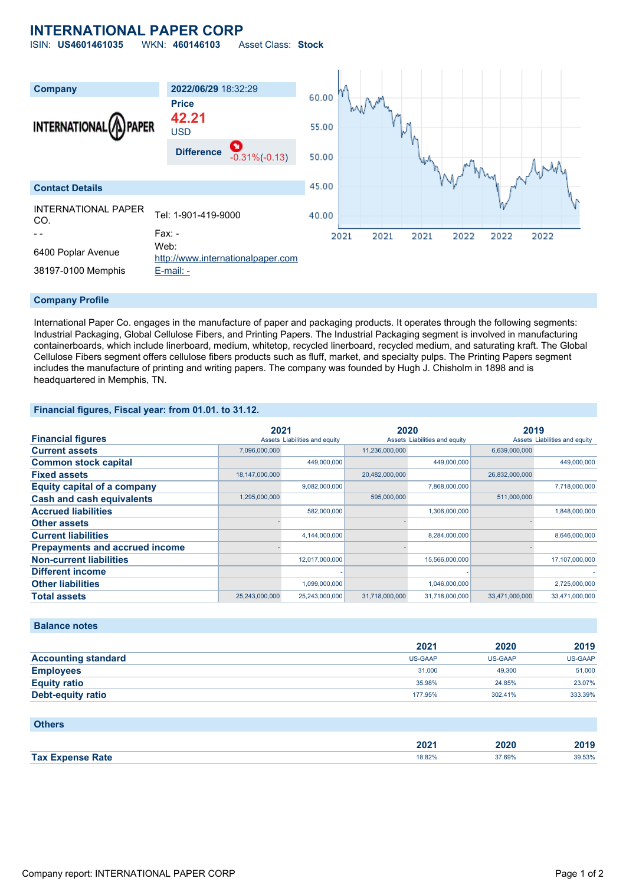# INTERNATIONAL PAPER CORP

ISIN: **US4601461035** WKN: **460146103** Asset Class: **Stock**

| Company | 2022/06/29 18:32:29 |
|---|---|
| INTERNATIONAL PAPER | Price **42.21** USD |
| | Difference -0.31%(-0.13) |

## Contact Details

| | |
|---|---|
| INTERNATIONAL PAPER CO. | Tel: 1-901-419-9000 |
| - - | Fax: - |
| 6400 Poplar Avenue | Web: http://www.internationalpaper.com |
| 38197-0100 Memphis | E-mail: - |

## Company Profile

International Paper Co. engages in the manufacture of paper and packaging products. It operates through the following segments: Industrial Packaging, Global Cellulose Fibers, and Printing Papers. The Industrial Packaging segment is involved in manufacturing containerboards, which include linerboard, medium, whitetop, recycled linerboard, recycled medium, and saturating kraft. The Global Cellulose Fibers segment offers cellulose fibers products such as fluff, market, and specialty pulps. The Printing Papers segment includes the manufacture of printing and writing papers. The company was founded by Hugh J. Chisholm in 1898 and is headquartered in Memphis, TN.

## Financial figures, Fiscal year: from 01.01. to 31.12.

| Financial figures | 2021 | | 2020 | | 2019 | |
|---|---|---|---|---|---|---|
| | Assets | Liabilities and equity | Assets | Liabilities and equity | Assets | Liabilities and equity |
| **Current assets** | 7,096,000,000 | | 11,236,000,000 | | 6,639,000,000 | |
| **Common stock capital** | | 449,000,000 | | 449,000,000 | | 449,000,000 |
| **Fixed assets** | 18,147,000,000 | | 20,482,000,000 | | 26,832,000,000 | |
| **Equity capital of a company** | | 9,082,000,000 | | 7,868,000,000 | | 7,718,000,000 |
| **Cash and cash equivalents** | 1,295,000,000 | | 595,000,000 | | 511,000,000 | |
| **Accrued liabilities** | | 582,000,000 | | 1,306,000,000 | | 1,848,000,000 |
| **Other assets** | - | | - | | - | |
| **Current liabilities** | | 4,144,000,000 | | 8,284,000,000 | | 8,646,000,000 |
| **Prepayments and accrued income** | - | | - | | - | |
| **Non-current liabilities** | | 12,017,000,000 | | 15,566,000,000 | | 17,107,000,000 |
| **Different income** | | - | | - | | - |
| **Other liabilities** | | 1,099,000,000 | | 1,046,000,000 | | 2,725,000,000 |
| **Total assets** | 25,243,000,000 | 25,243,000,000 | 31,718,000,000 | 31,718,000,000 | 33,471,000,000 | 33,471,000,000 |

## Balance notes

| | 2021 | 2020 | 2019 |
|---|---|---|---|
| **Accounting standard** | US-GAAP | US-GAAP | US-GAAP |
| **Employees** | 31,000 | 49,300 | 51,000 |
| **Equity ratio** | 35.98% | 24.85% | 23.07% |
| **Debt-equity ratio** | 177.95% | 302.41% | 333.39% |

## Others

| | 2021 | 2020 | 2019 |
|---|---|---|---|
| **Tax Expense Rate** | 18.82% | 37.69% | 39.53% |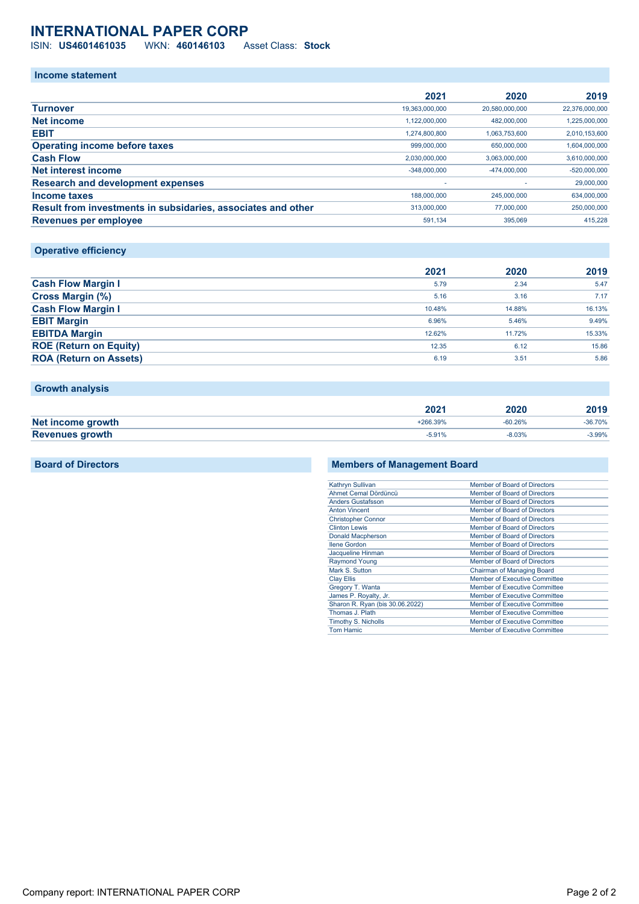# INTERNATIONAL PAPER CORP

ISIN: **US4601461035** WKN: **460146103** Asset Class: **Stock**

## Income statement

| | 2021 | 2020 | 2019 |
|---|---|---|---|
| **Turnover** | 19,363,000,000 | 20,580,000,000 | 22,376,000,000 |
| **Net income** | 1,122,000,000 | 482,000,000 | 1,225,000,000 |
| **EBIT** | 1,274,800,800 | 1,063,753,600 | 2,010,153,600 |
| **Operating income before taxes** | 999,000,000 | 650,000,000 | 1,604,000,000 |
| **Cash Flow** | 2,030,000,000 | 3,063,000,000 | 3,610,000,000 |
| **Net interest income** | -348,000,000 | -474,000,000 | -520,000,000 |
| **Research and development expenses** | - | - | 29,000,000 |
| **Income taxes** | 188,000,000 | 245,000,000 | 634,000,000 |
| **Result from investments in subsidaries, associates and other** | 313,000,000 | 77,000,000 | 250,000,000 |
| **Revenues per employee** | 591,134 | 395,069 | 415,228 |

## Operative efficiency

| | 2021 | 2020 | 2019 |
|---|---|---|---|
| **Cash Flow Margin I** | 5.79 | 2.34 | 5.47 |
| **Cross Margin (%)** | 5.16 | 3.16 | 7.17 |
| **Cash Flow Margin I** | 10.48% | 14.88% | 16.13% |
| **EBIT Margin** | 6.96% | 5.46% | 9.49% |
| **EBITDA Margin** | 12.62% | 11.72% | 15.33% |
| **ROE (Return on Equity)** | 12.35 | 6.12 | 15.86 |
| **ROA (Return on Assets)** | 6.19 | 3.51 | 5.86 |

## Growth analysis

| | 2021 | 2020 | 2019 |
|---|---|---|---|
| **Net income growth** | +266.39% | -60.26% | -36.70% |
| **Revenues growth** | -5.91% | -8.03% | -3.99% |

## Board of Directors

## Members of Management Board

| | |
|---|---|
| Kathryn Sullivan | Member of Board of Directors |
| Ahmet Cemal Dördüncü | Member of Board of Directors |
| Anders Gustafsson | Member of Board of Directors |
| Anton Vincent | Member of Board of Directors |
| Christopher Connor | Member of Board of Directors |
| Clinton Lewis | Member of Board of Directors |
| Donald Macpherson | Member of Board of Directors |
| Ilene Gordon | Member of Board of Directors |
| Jacqueline Hinman | Member of Board of Directors |
| Raymond Young | Member of Board of Directors |
| Mark S. Sutton | Chairman of Managing Board |
| Clay Ellis | Member of Executive Committee |
| Gregory T. Wanta | Member of Executive Committee |
| James P. Royalty, Jr. | Member of Executive Committee |
| Sharon R. Ryan (bis 30.06.2022) | Member of Executive Committee |
| Thomas J. Plath | Member of Executive Committee |
| Timothy S. Nicholls | Member of Executive Committee |
| Tom Hamic | Member of Executive Committee |